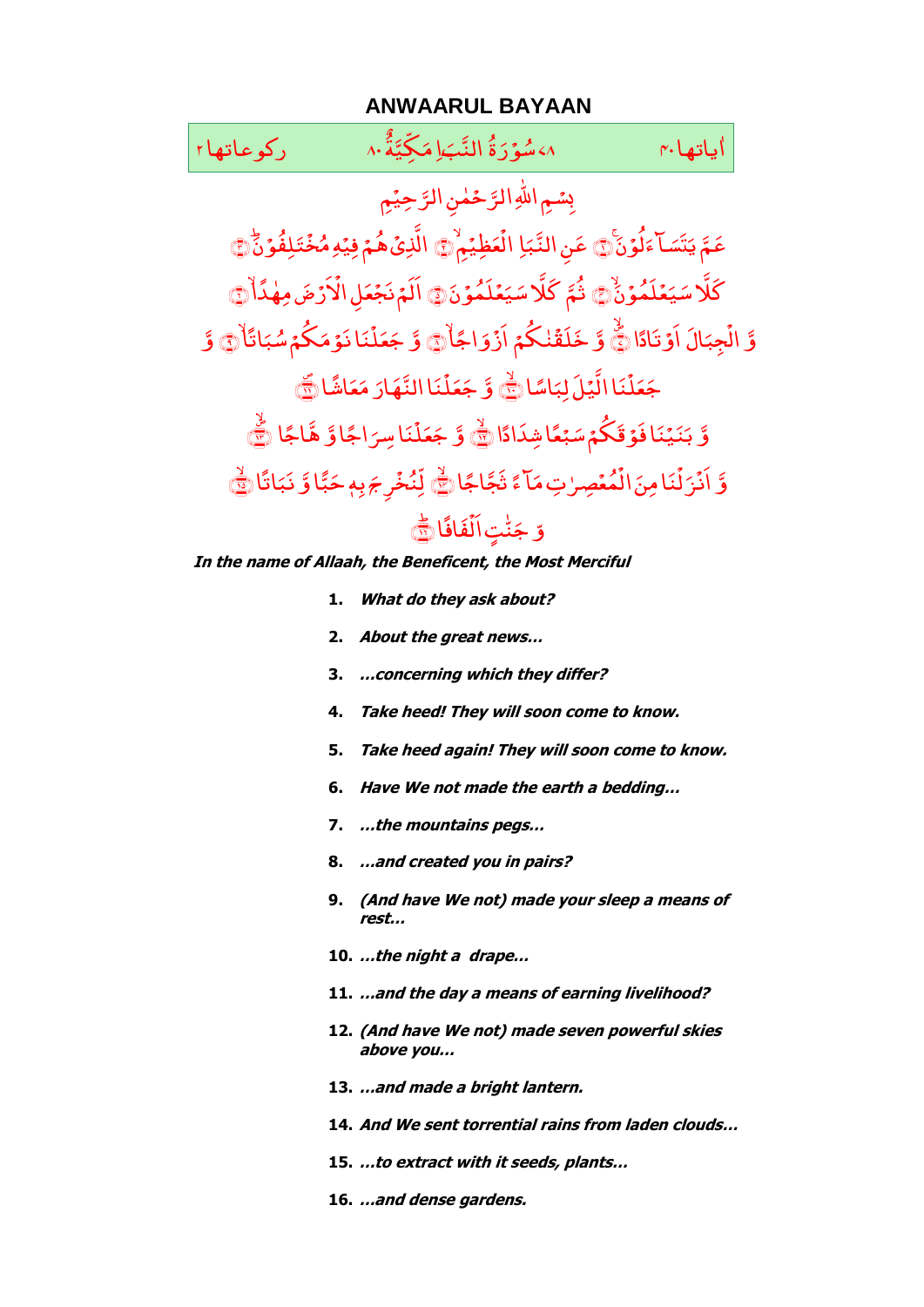# ANWAARUL BAYAAN

| ركوعاتها ٢ | ٧٨ سُوْرَةُ النَّبَإِ مَكِّيَّةٌ ٨٠ | اٰياتها ٤٠ |
| --- | --- | --- |

بِسْمِ اللّٰهِ الرَّحْمٰنِ الرَّحِيْمِ

عَمَّ يَتَسَآءَلُوْنَ ﴿١﴾ عَنِ النَّبَاِ الْعَظِيْمِ ﴿٢﴾ الَّذِيْ هُمْ فِيْهِ مُخْتَلِفُوْنَ ﴿٣﴾

كَلَّا سَيَعْلَمُوْنَ ﴿٤﴾ ثُمَّ كَلَّا سَيَعْلَمُوْنَ ﴿٥﴾ اَلَمْ نَجْعَلِ الْاَرْضَ مِهٰدًا ﴿٦﴾

وَّ الْجِبَالَ اَوْتَادًا ﴿٧﴾ وَّ خَلَقْنٰكُمْ اَزْوَاجًا ﴿٨﴾ وَّ جَعَلْنَا نَوْمَكُمْ سُبَاتًا ﴿٩﴾ وَّ

جَعَلْنَا الَّيْلَ لِبَاسًا ﴿١٠﴾ وَّ جَعَلْنَا النَّهَارَ مَعَاشًا ﴿١١﴾

وَّ بَنَيْنَا فَوْقَكُمْ سَبْعًا شِدَادًا ﴿١٢﴾ وَّ جَعَلْنَا سِرَاجًا وَّ هَّاجًا ﴿١٣﴾

وَّ اَنْزَلْنَا مِنَ الْمُعْصِرٰتِ مَآءً ثَجَّاجًا ﴿١٤﴾ لِّنُخْرِجَ بِهٖ حَبًّا وَّ نَبَاتًا ﴿١٥﴾

وَّ جَنّٰتٍ اَلْفَافًا ﴿١٦﴾

***In the name of Allaah, the Beneficent, the Most Merciful***

1. ***What do they ask about?***
2. ***About the great news...***
3. ***...concerning which they differ?***
4. ***Take heed! They will soon come to know.***
5. ***Take heed again! They will soon come to know.***
6. ***Have We not made the earth a bedding...***
7. ***...the mountains pegs...***
8. ***...and created you in pairs?***
9. ***(And have We not) made your sleep a means of rest...***
10. ***...the night a drape...***
11. ***...and the day a means of earning livelihood?***
12. ***(And have We not) made seven powerful skies above you...***
13. ***...and made a bright lantern.***
14. ***And We sent torrential rains from laden clouds...***
15. ***...to extract with it seeds, plants...***
16. ***...and dense gardens.***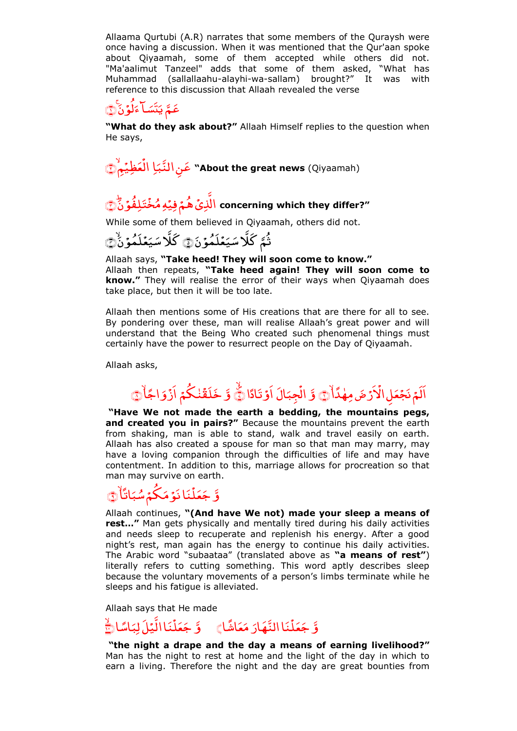Allaama Qurtubi (A.R) narrates that some members of the Quraysh were once having a discussion. When it was mentioned that the Qur'aan spoke about Qiyaamah, some of them accepted while others did not. "Ma'aalimut Tanzeel" adds that some of them asked, "What has Muhammad (sallallaahu-alayhi-wa-sallam) brought?" It was with reference to this discussion that Allaah revealed the verse

عَمَّ يَتَسَآءَلُوْنَ ﴿١﴾

**"What do they ask about?"** Allaah Himself replies to the question when He says,

عَنِ النَّبَاِ الْعَظِيْمِ ﴿٢﴾ **"About the great news** (Qiyaamah)

الَّذِيْ هُمْ فِيْهِ مُخْتَلِفُوْنَ ﴿٣﴾ **concerning which they differ?"**

While some of them believed in Qiyaamah, others did not.

ثُمَّ كَلَّا سَيَعْلَمُوْنَ ﴿٤﴾ كَلَّا سَيَعْلَمُوْنَ ﴿٥﴾

Allaah says, **"Take heed! They will soon come to know."** Allaah then repeats, **"Take heed again! They will soon come to know."** They will realise the error of their ways when Qiyaamah does take place, but then it will be too late.

Allaah then mentions some of His creations that are there for all to see. By pondering over these, man will realise Allaah's great power and will understand that the Being Who created such phenomenal things must certainly have the power to resurrect people on the Day of Qiyaamah.

Allaah asks,

اَلَمْ نَجْعَلِ الْاَرْضَ مِهٰدًا ﴿٦﴾ وَّ الْجِبَالَ اَوْتَادًا ﴿٧﴾ وَّ خَلَقْنٰكُمْ اَزْوَاجًا ﴿٨﴾

**"Have We not made the earth a bedding, the mountains pegs, and created you in pairs?"** Because the mountains prevent the earth from shaking, man is able to stand, walk and travel easily on earth. Allaah has also created a spouse for man so that man may marry, may have a loving companion through the difficulties of life and may have contentment. In addition to this, marriage allows for procreation so that man may survive on earth.

وَّ جَعَلْنَا نَوْمَكُمْ سُبَاتًا ﴿٩﴾

Allaah continues, **"(And have We not) made your sleep a means of rest..."** Man gets physically and mentally tired during his daily activities and needs sleep to recuperate and replenish his energy. After a good night's rest, man again has the energy to continue his daily activities. The Arabic word "subaataa" (translated above as **"a means of rest"**) literally refers to cutting something. This word aptly describes sleep because the voluntary movements of a person's limbs terminate while he sleeps and his fatigue is alleviated.

Allaah says that He made

وَّ جَعَلْنَا الَّيْلَ لِبَاسًا ﴿١٠﴾ وَّ جَعَلْنَا النَّهَارَ مَعَاشًا ﴿١١﴾

**"the night a drape and the day a means of earning livelihood?"** Man has the night to rest at home and the light of the day in which to earn a living. Therefore the night and the day are great bounties from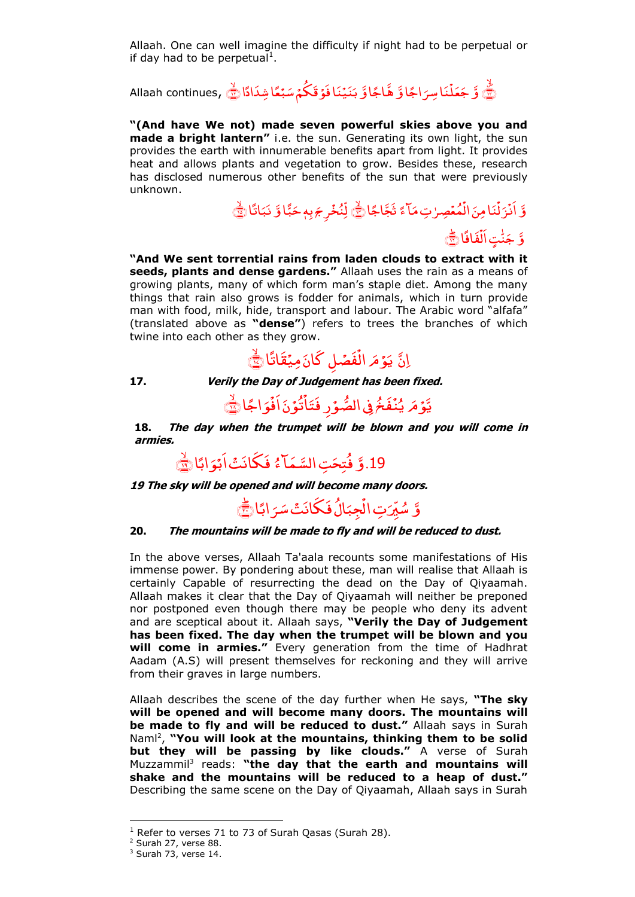Allaah. One can well imagine the difficulty if night had to be perpetual or if day had to be perpetual[1].

Allaah continues, ﴿١٢﴾ وَ بَنَيْنَا فَوْقَكُمْ سَبْعًا شِدَادًا ﴿١٣﴾ وَّ جَعَلْنَا سِرَاجًا وَّهَّاجًا

**"(And have We not) made seven powerful skies above you and made a bright lantern"** i.e. the sun. Generating its own light, the sun provides the earth with innumerable benefits apart from light. It provides heat and allows plants and vegetation to grow. Besides these, research has disclosed numerous other benefits of the sun that were previously unknown.

وَّ اَنْزَلْنَا مِنَ الْمُعْصِرٰتِ مَآءً ثَجَّاجًا ﴿١٤﴾ لِّنُخْرِجَ بِهٖ حَبًّا وَّ نَبَاتًا ﴿١٥﴾

وَّ جَنّٰتٍ اَلْفَافًا ﴿١٦﴾

**"And We sent torrential rains from laden clouds to extract with it seeds, plants and dense gardens."** Allaah uses the rain as a means of growing plants, many of which form man's staple diet. Among the many things that rain also grows is fodder for animals, which in turn provide man with food, milk, hide, transport and labour. The Arabic word "alfafa" (translated above as **"dense"**) refers to trees the branches of which twine into each other as they grow.

اِنَّ يَوْمَ الْفَصْلِ كَانَ مِيْقَاتًا ﴿١٧﴾

**17.** ***Verily the Day of Judgement has been fixed.***

يَّوْمَ يُنْفَخُ فِي الصُّوْرِ فَتَاْتُوْنَ اَفْوَاجًا ﴿١٨﴾

**18.** ***The day when the trumpet will be blown and you will come in armies.***

19.وَّ فُتِحَتِ السَّمَآءُ فَكَانَتْ اَبْوَابًا ﴿١٩﴾

***19 The sky will be opened and will become many doors.***

وَّ سُيِّرَتِ الْجِبَالُ فَكَانَتْ سَرَابًا ﴿٢٠﴾

**20.** ***The mountains will be made to fly and will be reduced to dust.***

In the above verses, Allaah Ta'aala recounts some manifestations of His immense power. By pondering about these, man will realise that Allaah is certainly Capable of resurrecting the dead on the Day of Qiyaamah. Allaah makes it clear that the Day of Qiyaamah will neither be preponed nor postponed even though there may be people who deny its advent and are sceptical about it. Allaah says, **"Verily the Day of Judgement has been fixed. The day when the trumpet will be blown and you will come in armies."** Every generation from the time of Hadhrat Aadam (A.S) will present themselves for reckoning and they will arrive from their graves in large numbers.

Allaah describes the scene of the day further when He says, **"The sky will be opened and will become many doors. The mountains will be made to fly and will be reduced to dust."** Allaah says in Surah Naml[2], **"You will look at the mountains, thinking them to be solid but they will be passing by like clouds."** A verse of Surah Muzzammil[3] reads: **"the day that the earth and mountains will shake and the mountains will be reduced to a heap of dust."** Describing the same scene on the Day of Qiyaamah, Allaah says in Surah

---

[1] Refer to verses 71 to 73 of Surah Qasas (Surah 28).
[2] Surah 27, verse 88.
[3] Surah 73, verse 14.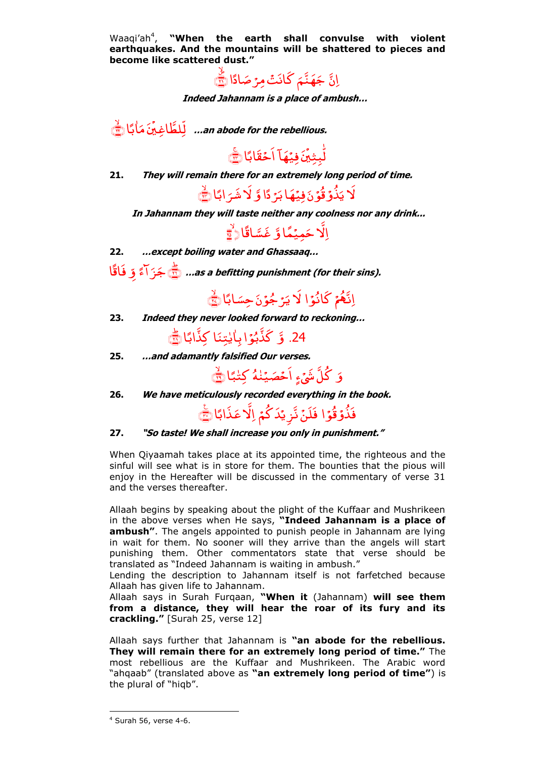Waaqi'ah[4], **"When the earth shall convulse with violent earthquakes. And the mountains will be shattered to pieces and become like scattered dust."**

اِنَّ جَهَنَّمَ كَانَتۡ مِرۡصَادًا ﴿۲۱﴾

***Indeed Jahannam is a place of ambush...***

لِّلطَّاغِيۡنَ مَاٰبًا ﴿۲۲﴾ ***...an abode for the rebellious.***

لّٰبِثِيۡنَ فِيۡهَاۤ اَحۡقَابًا ﴿۲۳﴾

21. ***They will remain there for an extremely long period of time.***

لَا يَذُوۡقُوۡنَ فِيۡهَا بَرۡدًا وَّ لَا شَرَابًا ﴿۲۴﴾

***In Jahannam they will taste neither any coolness nor any drink...***

اِلَّا حَمِيۡمًا وَّ غَسَّاقًا ﴿۲۵﴾

22. ***...except boiling water and Ghassaaq...***

جَزَآءً وِّ فَاقًا ﴿۲۶﴾ ***...as a befitting punishment (for their sins).***

اِنَّهُمۡ كَانُوۡا لَا يَرۡجُوۡنَ حِسَابًا ﴿۲۷﴾

23. ***Indeed they never looked forward to reckoning...***

24. وَّ كَذَّبُوۡا بِاٰيٰتِنَا كِذَّابًا ﴿۲۸﴾

25. ***...and adamantly falsified Our verses.***

وَ كُلَّ شَيۡءٍ اَحۡصَيۡنٰهُ كِتٰبًا ﴿۲۹﴾

26. ***We have meticulously recorded everything in the book.***

فَذُوۡقُوۡا فَلَنۡ نَّزِيۡدَكُمۡ اِلَّا عَذَابًا ﴿۳۰﴾

27. ***"So taste! We shall increase you only in punishment."***

When Qiyaamah takes place at its appointed time, the righteous and the sinful will see what is in store for them. The bounties that the pious will enjoy in the Hereafter will be discussed in the commentary of verse 31 and the verses thereafter.

Allaah begins by speaking about the plight of the Kuffaar and Mushrikeen in the above verses when He says, **"Indeed Jahannam is a place of ambush"**. The angels appointed to punish people in Jahannam are lying in wait for them. No sooner will they arrive than the angels will start punishing them. Other commentators state that verse should be translated as "Indeed Jahannam is waiting in ambush."
Lending the description to Jahannam itself is not farfetched because Allaah has given life to Jahannam.
Allaah says in Surah Furqaan, **"When it** (Jahannam) **will see them from a distance, they will hear the roar of its fury and its crackling."** [Surah 25, verse 12]

Allaah says further that Jahannam is **"an abode for the rebellious. They will remain there for an extremely long period of time."** The most rebellious are the Kuffaar and Mushrikeen. The Arabic word "ahqaab" (translated above as **"an extremely long period of time"**) is the plural of "hiqb".

---

[4] Surah 56, verse 4-6.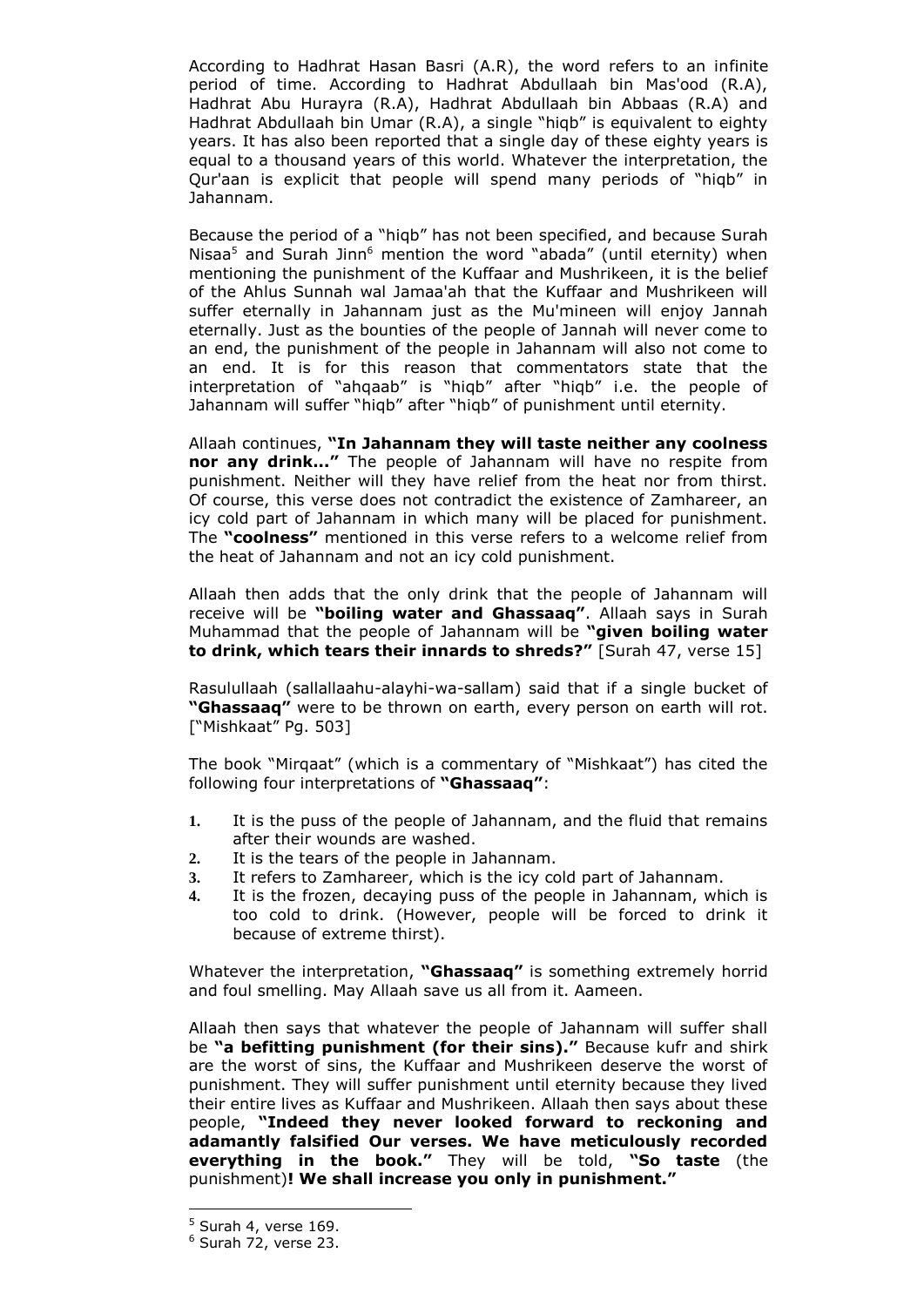According to Hadhrat Hasan Basri (A.R), the word refers to an infinite period of time. According to Hadhrat Abdullaah bin Mas'ood (R.A), Hadhrat Abu Hurayra (R.A), Hadhrat Abdullaah bin Abbaas (R.A) and Hadhrat Abdullaah bin Umar (R.A), a single "hiqb" is equivalent to eighty years. It has also been reported that a single day of these eighty years is equal to a thousand years of this world. Whatever the interpretation, the Qur'aan is explicit that people will spend many periods of "hiqb" in Jahannam.

Because the period of a "hiqb" has not been specified, and because Surah Nisaa[5] and Surah Jinn[6] mention the word "abada" (until eternity) when mentioning the punishment of the Kuffaar and Mushrikeen, it is the belief of the Ahlus Sunnah wal Jamaa'ah that the Kuffaar and Mushrikeen will suffer eternally in Jahannam just as the Mu'mineen will enjoy Jannah eternally. Just as the bounties of the people of Jannah will never come to an end, the punishment of the people in Jahannam will also not come to an end. It is for this reason that commentators state that the interpretation of "ahqaab" is "hiqb" after "hiqb" i.e. the people of Jahannam will suffer "hiqb" after "hiqb" of punishment until eternity.

Allaah continues, **"In Jahannam they will taste neither any coolness nor any drink..."** The people of Jahannam will have no respite from punishment. Neither will they have relief from the heat nor from thirst. Of course, this verse does not contradict the existence of Zamhareer, an icy cold part of Jahannam in which many will be placed for punishment. The **"coolness"** mentioned in this verse refers to a welcome relief from the heat of Jahannam and not an icy cold punishment.

Allaah then adds that the only drink that the people of Jahannam will receive will be **"boiling water and Ghassaaq"**. Allaah says in Surah Muhammad that the people of Jahannam will be **"given boiling water to drink, which tears their innards to shreds?"** [Surah 47, verse 15]

Rasulullaah (sallallaahu-alayhi-wa-sallam) said that if a single bucket of **"Ghassaaq"** were to be thrown on earth, every person on earth will rot. ["Mishkaat" Pg. 503]

The book "Mirqaat" (which is a commentary of "Mishkaat") has cited the following four interpretations of **"Ghassaaq"**:

1. It is the puss of the people of Jahannam, and the fluid that remains after their wounds are washed.
2. It is the tears of the people in Jahannam.
3. It refers to Zamhareer, which is the icy cold part of Jahannam.
4. It is the frozen, decaying puss of the people in Jahannam, which is too cold to drink. (However, people will be forced to drink it because of extreme thirst).

Whatever the interpretation, **"Ghassaaq"** is something extremely horrid and foul smelling. May Allaah save us all from it. Aameen.

Allaah then says that whatever the people of Jahannam will suffer shall be **"a befitting punishment (for their sins)."** Because kufr and shirk are the worst of sins, the Kuffaar and Mushrikeen deserve the worst of punishment. They will suffer punishment until eternity because they lived their entire lives as Kuffaar and Mushrikeen. Allaah then says about these people, **"Indeed they never looked forward to reckoning and adamantly falsified Our verses. We have meticulously recorded everything in the book."** They will be told, **"So taste** (the punishment)**! We shall increase you only in punishment."**

---

[5] Surah 4, verse 169.
[6] Surah 72, verse 23.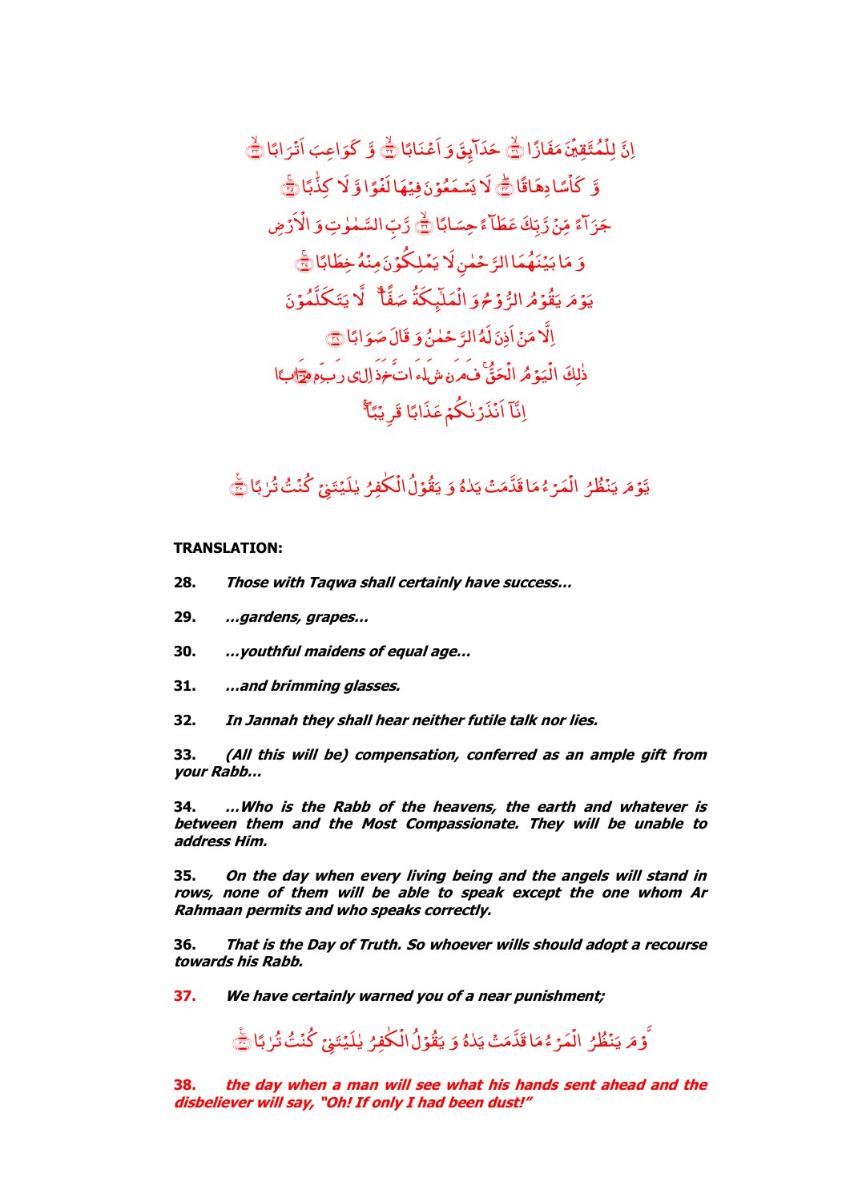اِنَّ لِلْمُتَّقِيْنَ مَفَازًا ۝ حَدَآئِقَ وَ اَعْنَابًا ۝ وَّ كَوَاعِبَ اَتْرَابًا ۝

وَّ كَاْسًا دِهَاقًا ۝ لَا يَسْمَعُوْنَ فِيْهَا لَغْوًا وَّ لَا كِذّٰبًا ۝

جَزَآءً مِّنْ رَّبِّكَ عَطَآءً حِسَابًا ۝ رَّبِّ السَّمٰوٰتِ وَ الْاَرْضِ

وَ مَا بَيْنَهُمَا الرَّحْمٰنِ لَا يَمْلِكُوْنَ مِنْهُ خِطَابًا ۝

يَوْمَ يَقُوْمُ الرُّوْحُ وَ الْمَلٰٓئِكَةُ صَفًّا ۖ لَّا يَتَكَلَّمُوْنَ

اِلَّا مَنْ اَذِنَ لَهُ الرَّحْمٰنُ وَ قَالَ صَوَابًا ۝

ذٰلِكَ الْيَوْمُ الْحَقُّ ۚ فَمَنْ شَآءَ اتَّخَذَ اِلٰى رَبِّهٖ مَاٰبًا ۝

اِنَّآ اَنْذَرْنٰكُمْ عَذَابًا قَرِيْبًا ۚ

يَّوْمَ يَنْظُرُ الْمَرْءُ مَا قَدَّمَتْ يَدٰهُ وَ يَقُوْلُ الْكٰفِرُ يٰلَيْتَنِيْ كُنْتُ تُرٰبًا ۝

**TRANSLATION:**

**28.** ***Those with Taqwa shall certainly have success…***

**29.** ***…gardens, grapes…***

**30.** ***…youthful maidens of equal age…***

**31.** ***…and brimming glasses.***

**32.** ***In Jannah they shall hear neither futile talk nor lies.***

**33.** ***(All this will be) compensation, conferred as an ample gift from your Rabb…***

**34.** ***…Who is the Rabb of the heavens, the earth and whatever is between them and the Most Compassionate. They will be unable to address Him.***

**35.** ***On the day when every living being and the angels will stand in rows, none of them will be able to speak except the one whom Ar Rahmaan permits and who speaks correctly.***

**36.** ***That is the Day of Truth. So whoever wills should adopt a recourse towards his Rabb.***

**37.** ***We have certainly warned you of a near punishment;***

يَّوْمَ يَنْظُرُ الْمَرْءُ مَا قَدَّمَتْ يَدٰهُ وَ يَقُوْلُ الْكٰفِرُ يٰلَيْتَنِيْ كُنْتُ تُرٰبًا ۝

**38.** ***the day when a man will see what his hands sent ahead and the disbeliever will say, "Oh! If only I had been dust!"***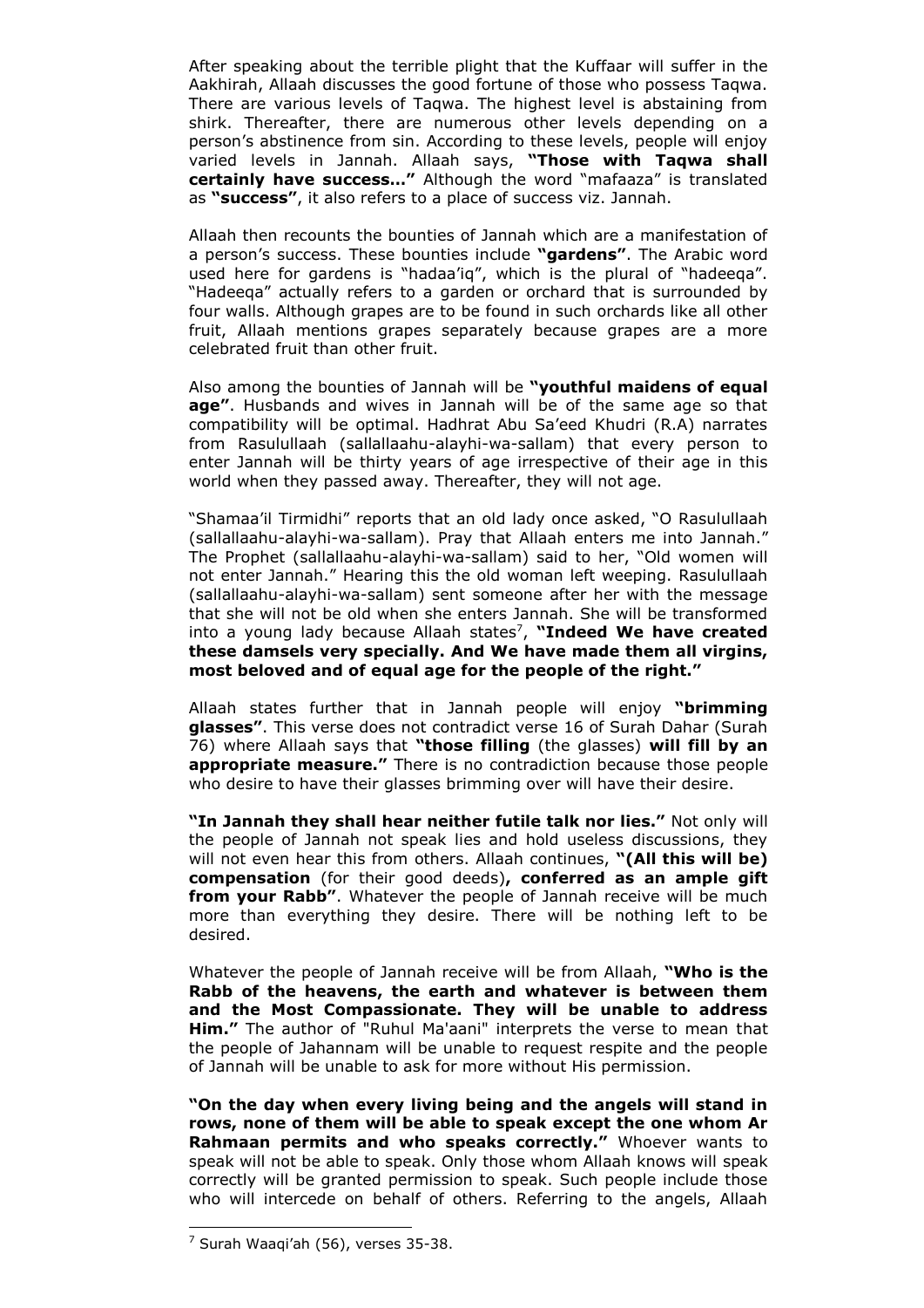After speaking about the terrible plight that the Kuffaar will suffer in the Aakhirah, Allaah discusses the good fortune of those who possess Taqwa. There are various levels of Taqwa. The highest level is abstaining from shirk. Thereafter, there are numerous other levels depending on a person's abstinence from sin. According to these levels, people will enjoy varied levels in Jannah. Allaah says, **"Those with Taqwa shall certainly have success..."** Although the word "mafaaza" is translated as **"success"**, it also refers to a place of success viz. Jannah.

Allaah then recounts the bounties of Jannah which are a manifestation of a person's success. These bounties include **"gardens"**. The Arabic word used here for gardens is "hadaa'iq", which is the plural of "hadeeqa". "Hadeeqa" actually refers to a garden or orchard that is surrounded by four walls. Although grapes are to be found in such orchards like all other fruit, Allaah mentions grapes separately because grapes are a more celebrated fruit than other fruit.

Also among the bounties of Jannah will be **"youthful maidens of equal age"**. Husbands and wives in Jannah will be of the same age so that compatibility will be optimal. Hadhrat Abu Sa'eed Khudri (R.A) narrates from Rasulullaah (sallallaahu-alayhi-wa-sallam) that every person to enter Jannah will be thirty years of age irrespective of their age in this world when they passed away. Thereafter, they will not age.

"Shamaa'il Tirmidhi" reports that an old lady once asked, "O Rasulullaah (sallallaahu-alayhi-wa-sallam). Pray that Allaah enters me into Jannah." The Prophet (sallallaahu-alayhi-wa-sallam) said to her, "Old women will not enter Jannah." Hearing this the old woman left weeping. Rasulullaah (sallallaahu-alayhi-wa-sallam) sent someone after her with the message that she will not be old when she enters Jannah. She will be transformed into a young lady because Allaah states[7], **"Indeed We have created these damsels very specially. And We have made them all virgins, most beloved and of equal age for the people of the right."**

Allaah states further that in Jannah people will enjoy **"brimming glasses"**. This verse does not contradict verse 16 of Surah Dahar (Surah 76) where Allaah says that **"those filling** (the glasses) **will fill by an appropriate measure."** There is no contradiction because those people who desire to have their glasses brimming over will have their desire.

**"In Jannah they shall hear neither futile talk nor lies."** Not only will the people of Jannah not speak lies and hold useless discussions, they will not even hear this from others. Allaah continues, **"(All this will be) compensation** (for their good deeds)**, conferred as an ample gift from your Rabb"**. Whatever the people of Jannah receive will be much more than everything they desire. There will be nothing left to be desired.

Whatever the people of Jannah receive will be from Allaah, **"Who is the Rabb of the heavens, the earth and whatever is between them and the Most Compassionate. They will be unable to address Him."** The author of "Ruhul Ma'aani" interprets the verse to mean that the people of Jahannam will be unable to request respite and the people of Jannah will be unable to ask for more without His permission.

**"On the day when every living being and the angels will stand in rows, none of them will be able to speak except the one whom Ar Rahmaan permits and who speaks correctly."** Whoever wants to speak will not be able to speak. Only those whom Allaah knows will speak correctly will be granted permission to speak. Such people include those who will intercede on behalf of others. Referring to the angels, Allaah

---

[7] Surah Waaqi'ah (56), verses 35-38.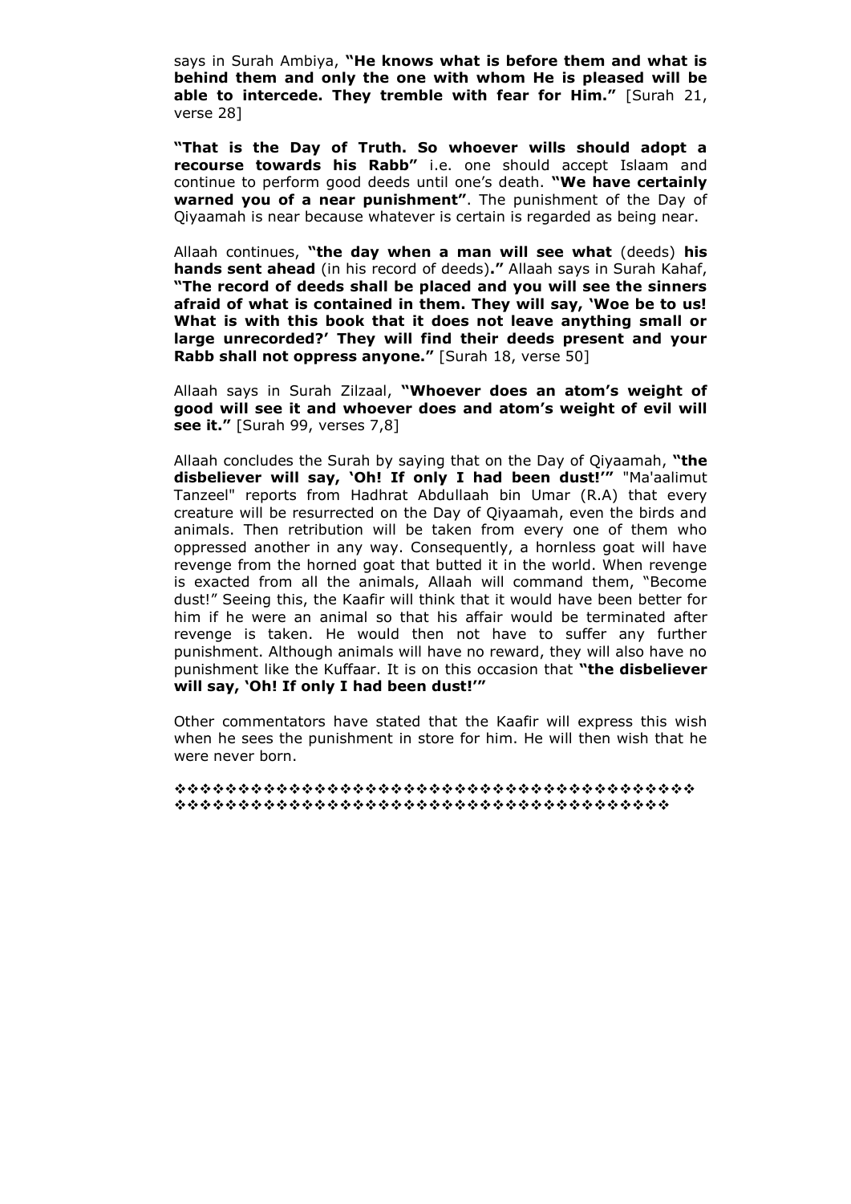says in Surah Ambiya, **"He knows what is before them and what is behind them and only the one with whom He is pleased will be able to intercede. They tremble with fear for Him."** [Surah 21, verse 28]

**"That is the Day of Truth. So whoever wills should adopt a recourse towards his Rabb"** i.e. one should accept Islaam and continue to perform good deeds until one's death. **"We have certainly warned you of a near punishment"**. The punishment of the Day of Qiyaamah is near because whatever is certain is regarded as being near.

Allaah continues, **"the day when a man will see what** (deeds) **his hands sent ahead** (in his record of deeds)**."** Allaah says in Surah Kahaf, **"The record of deeds shall be placed and you will see the sinners afraid of what is contained in them. They will say, 'Woe be to us! What is with this book that it does not leave anything small or large unrecorded?' They will find their deeds present and your Rabb shall not oppress anyone."** [Surah 18, verse 50]

Allaah says in Surah Zilzaal, **"Whoever does an atom's weight of good will see it and whoever does and atom's weight of evil will see it."** [Surah 99, verses 7,8]

Allaah concludes the Surah by saying that on the Day of Qiyaamah, **"the disbeliever will say, 'Oh! If only I had been dust!'"** "Ma'aalimut Tanzeel" reports from Hadhrat Abdullaah bin Umar (R.A) that every creature will be resurrected on the Day of Qiyaamah, even the birds and animals. Then retribution will be taken from every one of them who oppressed another in any way. Consequently, a hornless goat will have revenge from the horned goat that butted it in the world. When revenge is exacted from all the animals, Allaah will command them, "Become dust!" Seeing this, the Kaafir will think that it would have been better for him if he were an animal so that his affair would be terminated after revenge is taken. He would then not have to suffer any further punishment. Although animals will have no reward, they will also have no punishment like the Kuffaar. It is on this occasion that **"the disbeliever will say, 'Oh! If only I had been dust!'"**

Other commentators have stated that the Kaafir will express this wish when he sees the punishment in store for him. He will then wish that he were never born.

❖❖❖❖❖❖❖❖❖❖❖❖❖❖❖❖❖❖❖❖❖❖❖❖❖❖❖❖❖❖❖❖❖❖❖❖❖❖❖❖❖
❖❖❖❖❖❖❖❖❖❖❖❖❖❖❖❖❖❖❖❖❖❖❖❖❖❖❖❖❖❖❖❖❖❖❖❖❖❖